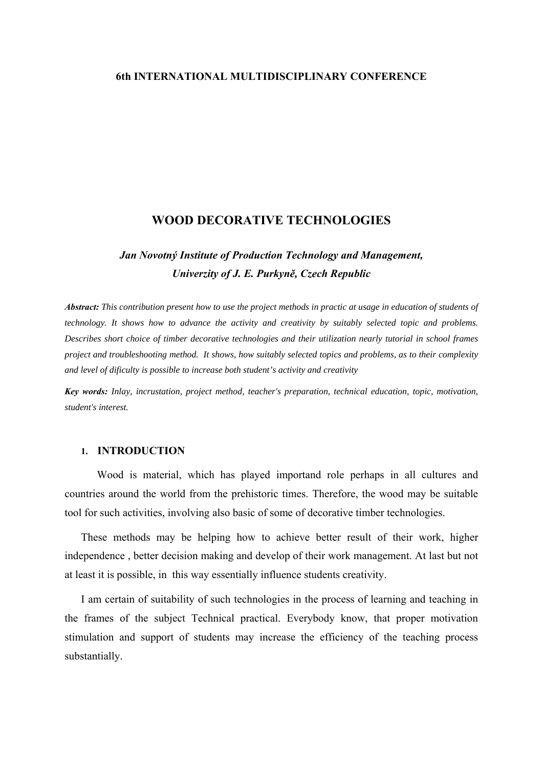**6th INTERNATIONAL MULTIDISCIPLINARY CONFERENCE**

# WOOD DECORATIVE TECHNOLOGIES

***Jan Novotný Institute of Production Technology and Management, Univerzity of J. E. Purkyně, Czech Republic***

***Abstract:*** *This contribution present how to use the project methods in practic at usage in education of students of technology. It shows how to advance the activity and creativity by suitably selected topic and problems. Describes short choice of timber decorative technologies and their utilization nearly tutorial in school frames project and troubleshooting method. It shows, how suitably selected topics and problems, as to their complexity and level of dificulty is possible to increase both student's activity and creativity*

***Key words:*** *Inlay, incrustation, project method, teacher's preparation, technical education, topic, motivation, student's interest.*

## 1. INTRODUCTION

Wood is material, which has played importand role perhaps in all cultures and countries around the world from the prehistoric times. Therefore, the wood may be suitable tool for such activities, involving also basic of some of decorative timber technologies.

These methods may be helping how to achieve better result of their work, higher independence , better decision making and develop of their work management. At last but not at least it is possible, in this way essentially influence students creativity.

I am certain of suitability of such technologies in the process of learning and teaching in the frames of the subject Technical practical. Everybody know, that proper motivation stimulation and support of students may increase the efficiency of the teaching process substantially.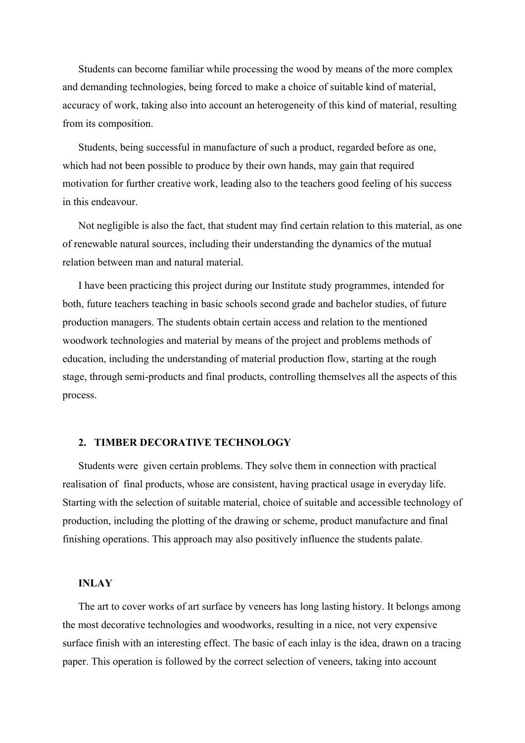Students can become familiar while processing the wood by means of the more complex and demanding technologies, being forced to make a choice of suitable kind of material, accuracy of work, taking also into account an heterogeneity of this kind of material, resulting from its composition.

Students, being successful in manufacture of such a product, regarded before as one, which had not been possible to produce by their own hands, may gain that required motivation for further creative work, leading also to the teachers good feeling of his success in this endeavour.

Not negligible is also the fact, that student may find certain relation to this material, as one of renewable natural sources, including their understanding the dynamics of the mutual relation between man and natural material.

I have been practicing this project during our Institute study programmes, intended for both, future teachers teaching in basic schools second grade and bachelor studies, of future production managers. The students obtain certain access and relation to the mentioned woodwork technologies and material by means of the project and problems methods of education, including the understanding of material production flow, starting at the rough stage, through semi-products and final products, controlling themselves all the aspects of this process.

## 2. TIMBER DECORATIVE TECHNOLOGY

Students were given certain problems. They solve them in connection with practical realisation of final products, whose are consistent, having practical usage in everyday life. Starting with the selection of suitable material, choice of suitable and accessible technology of production, including the plotting of the drawing or scheme, product manufacture and final finishing operations. This approach may also positively influence the students palate.

### INLAY

The art to cover works of art surface by veneers has long lasting history. It belongs among the most decorative technologies and woodworks, resulting in a nice, not very expensive surface finish with an interesting effect. The basic of each inlay is the idea, drawn on a tracing paper. This operation is followed by the correct selection of veneers, taking into account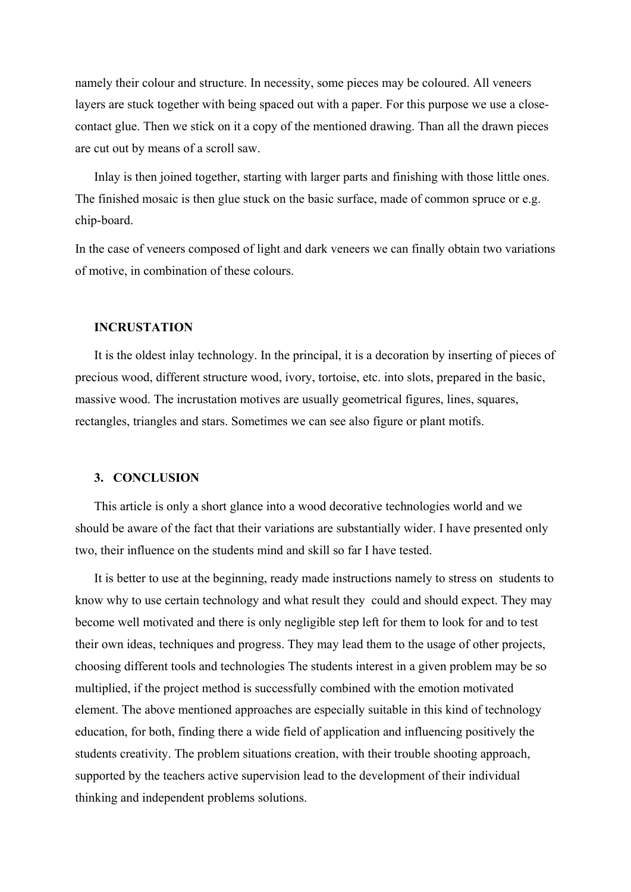namely their colour and structure. In necessity, some pieces may be coloured. All veneers layers are stuck together with being spaced out with a paper. For this purpose we use a close-contact glue. Then we stick on it a copy of the mentioned drawing. Than all the drawn pieces are cut out by means of a scroll saw.

Inlay is then joined together, starting with larger parts and finishing with those little ones. The finished mosaic is then glue stuck on the basic surface, made of common spruce or e.g. chip-board.

In the case of veneers composed of light and dark veneers we can finally obtain two variations of motive, in combination of these colours.

### INCRUSTATION

It is the oldest inlay technology. In the principal, it is a decoration by inserting of pieces of precious wood, different structure wood, ivory, tortoise, etc. into slots, prepared in the basic, massive wood. The incrustation motives are usually geometrical figures, lines, squares, rectangles, triangles and stars. Sometimes we can see also figure or plant motifs.

## 3. CONCLUSION

This article is only a short glance into a wood decorative technologies world and we should be aware of the fact that their variations are substantially wider. I have presented only two, their influence on the students mind and skill so far I have tested.

It is better to use at the beginning, ready made instructions namely to stress on students to know why to use certain technology and what result they could and should expect. They may become well motivated and there is only negligible step left for them to look for and to test their own ideas, techniques and progress. They may lead them to the usage of other projects, choosing different tools and technologies The students interest in a given problem may be so multiplied, if the project method is successfully combined with the emotion motivated element. The above mentioned approaches are especially suitable in this kind of technology education, for both, finding there a wide field of application and influencing positively the students creativity. The problem situations creation, with their trouble shooting approach, supported by the teachers active supervision lead to the development of their individual thinking and independent problems solutions.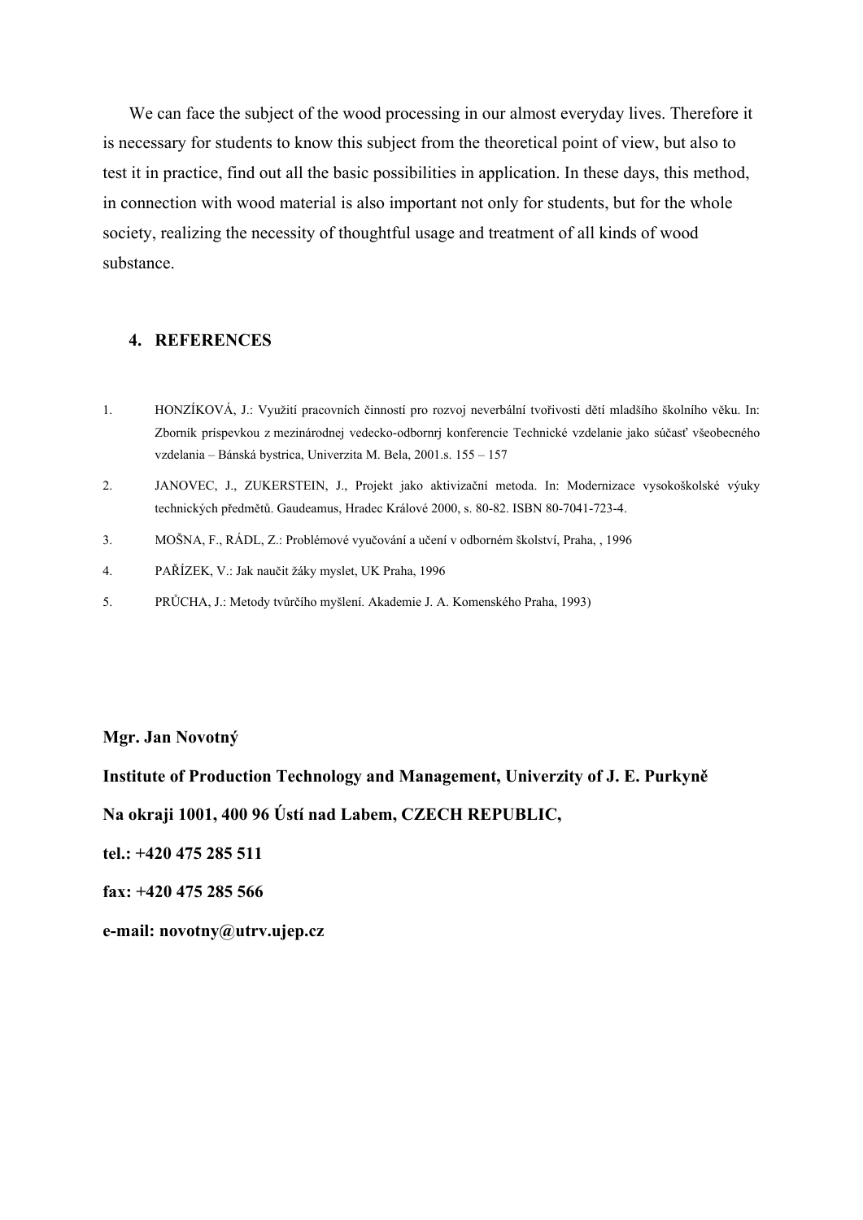We can face the subject of the wood processing in our almost everyday lives. Therefore it is necessary for students to know this subject from the theoretical point of view, but also to test it in practice, find out all the basic possibilities in application. In these days, this method, in connection with wood material is also important not only for students, but for the whole society, realizing the necessity of thoughtful usage and treatment of all kinds of wood substance.

## 4. REFERENCES

1. HONZÍKOVÁ, J.: Využití pracovních činností pro rozvoj neverbální tvořivosti dětí mladšího školního věku. In: Zborník príspevkou z mezinárodnej vedecko-odbornrj konferencie Technické vzdelanie jako súčasť všeobecného vzdelania – Bánská bystrica, Univerzita M. Bela, 2001.s. 155 – 157
2. JANOVEC, J., ZUKERSTEIN, J., Projekt jako aktivizační metoda. In: Modernizace vysokoškolské výuky technických předmětů. Gaudeamus, Hradec Králové 2000, s. 80-82. ISBN 80-7041-723-4.
3. MOŠNA, F., RÁDL, Z.: Problémové vyučování a učení v odborném školství, Praha, , 1996
4. PAŘÍZEK, V.: Jak naučit žáky myslet, UK Praha, 1996
5. PRŮCHA, J.: Metody tvůrčího myšlení. Akademie J. A. Komenského Praha, 1993)

**Mgr. Jan Novotný**

**Institute of Production Technology and Management, Univerzity of J. E. Purkyně**

**Na okraji 1001, 400 96 Ústí nad Labem, CZECH REPUBLIC,**

**tel.: +420 475 285 511**

**fax: +420 475 285 566**

**e-mail: novotny@utrv.ujep.cz**